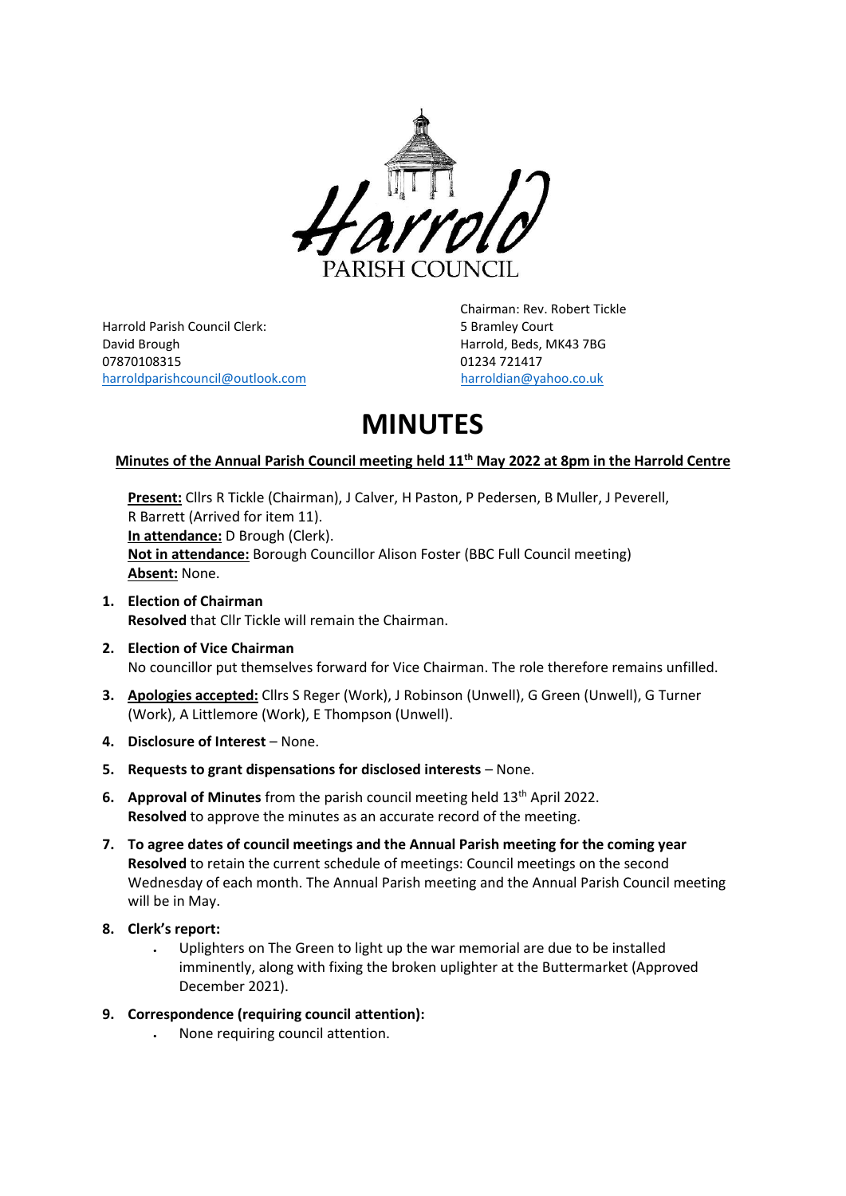Harrold PARISH COUNCIL

Harrold Parish Council Clerk:
David Brough
07870108315
harroldparishcouncil@outlook.com

Chairman: Rev. Robert Tickle
5 Bramley Court
Harrold, Beds, MK43 7BG
01234 721417
harroldian@yahoo.co.uk

# MINUTES

**Minutes of the Annual Parish Council meeting held 11th May 2022 at 8pm in the Harrold Centre**

**Present:** Cllrs R Tickle (Chairman), J Calver, H Paston, P Pedersen, B Muller, J Peverell, R Barrett (Arrived for item 11).
**In attendance:** D Brough (Clerk).
**Not in attendance:** Borough Councillor Alison Foster (BBC Full Council meeting)
**Absent:** None.

1. **Election of Chairman**
   **Resolved** that Cllr Tickle will remain the Chairman.
2. **Election of Vice Chairman**
   No councillor put themselves forward for Vice Chairman. The role therefore remains unfilled.
3. **Apologies accepted:** Cllrs S Reger (Work), J Robinson (Unwell), G Green (Unwell), G Turner (Work), A Littlemore (Work), E Thompson (Unwell).
4. **Disclosure of Interest** – None.
5. **Requests to grant dispensations for disclosed interests** – None.
6. **Approval of Minutes** from the parish council meeting held 13th April 2022.
   **Resolved** to approve the minutes as an accurate record of the meeting.
7. **To agree dates of council meetings and the Annual Parish meeting for the coming year**
   **Resolved** to retain the current schedule of meetings: Council meetings on the second Wednesday of each month. The Annual Parish meeting and the Annual Parish Council meeting will be in May.
8. **Clerk's report:**
   - Uplighters on The Green to light up the war memorial are due to be installed imminently, along with fixing the broken uplighter at the Buttermarket (Approved December 2021).
9. **Correspondence (requiring council attention):**
   - None requiring council attention.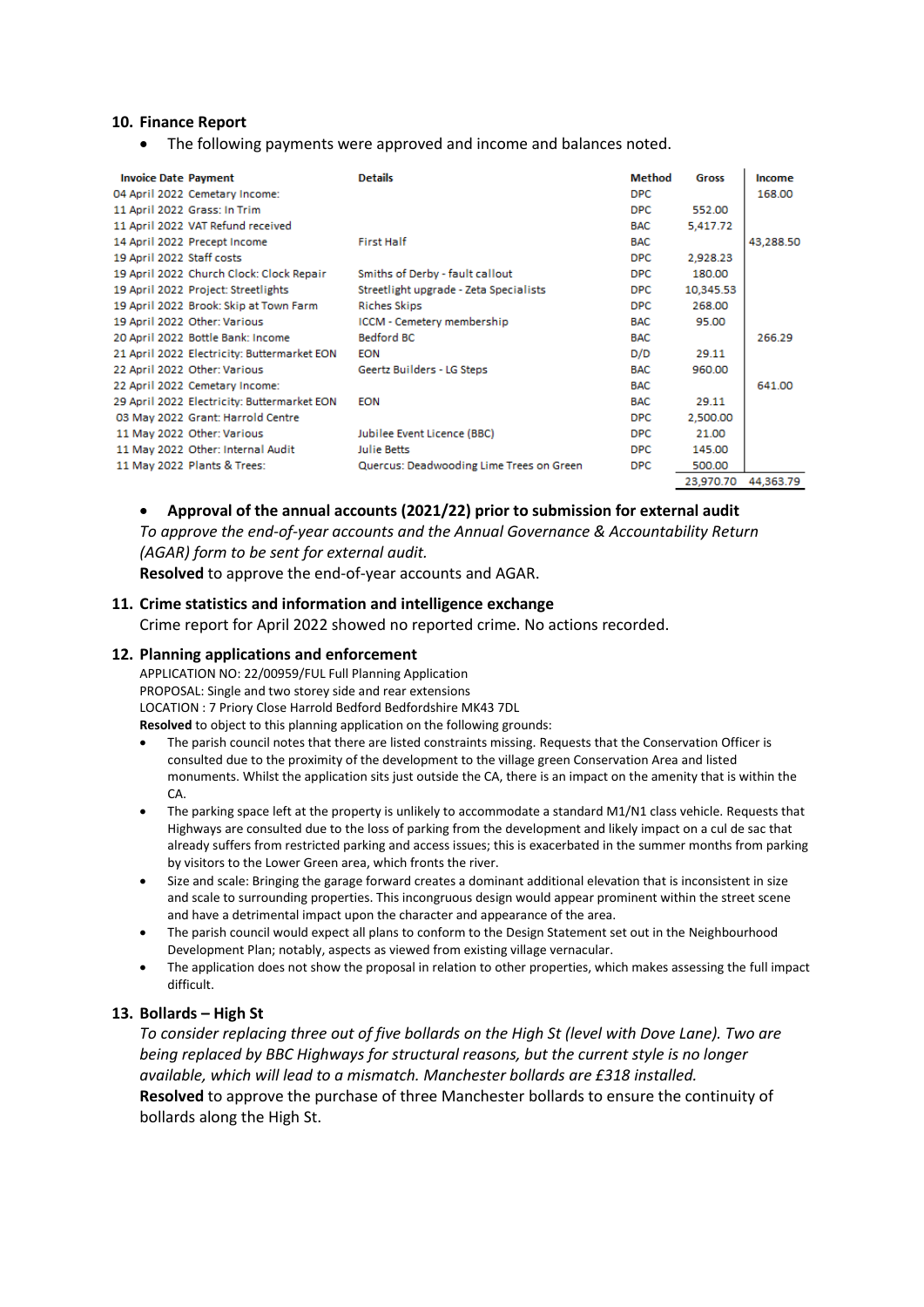## 10. Finance Report

- The following payments were approved and income and balances noted.

| Invoice Date | Payment | Details | Method | Gross | Income |
|---|---|---|---|---|---|
| 04 April 2022 | Cemetary Income: | | DPC | | 168.00 |
| 11 April 2022 | Grass: In Trim | | DPC | 552.00 | |
| 11 April 2022 | VAT Refund received | | BAC | 5,417.72 | |
| 14 April 2022 | Precept Income | First Half | BAC | | 43,288.50 |
| 19 April 2022 | Staff costs | | DPC | 2,928.23 | |
| 19 April 2022 | Church Clock: Clock Repair | Smiths of Derby - fault callout | DPC | 180.00 | |
| 19 April 2022 | Project: Streetlights | Streetlight upgrade - Zeta Specialists | DPC | 10,345.53 | |
| 19 April 2022 | Brook: Skip at Town Farm | Riches Skips | DPC | 268.00 | |
| 19 April 2022 | Other: Various | ICCM - Cemetery membership | BAC | 95.00 | |
| 20 April 2022 | Bottle Bank: Income | Bedford BC | BAC | | 266.29 |
| 21 April 2022 | Electricity: Buttermarket EON | EON | D/D | 29.11 | |
| 22 April 2022 | Other: Various | Geertz Builders - LG Steps | BAC | 960.00 | |
| 22 April 2022 | Cemetary Income: | | BAC | | 641.00 |
| 29 April 2022 | Electricity: Buttermarket EON | EON | BAC | 29.11 | |
| 03 May 2022 | Grant: Harrold Centre | | DPC | 2,500.00 | |
| 11 May 2022 | Other: Various | Jubilee Event Licence (BBC) | DPC | 21.00 | |
| 11 May 2022 | Other: Internal Audit | Julie Betts | DPC | 145.00 | |
| 11 May 2022 | Plants & Trees: | Quercus: Deadwooding Lime Trees on Green | DPC | 500.00 | |
| | | | | 23,970.70 | 44,363.79 |

- **Approval of the annual accounts (2021/22) prior to submission for external audit**

*To approve the end-of-year accounts and the Annual Governance & Accountability Return (AGAR) form to be sent for external audit.*

**Resolved** to approve the end-of-year accounts and AGAR.

## 11. Crime statistics and information and intelligence exchange

Crime report for April 2022 showed no reported crime. No actions recorded.

## 12. Planning applications and enforcement

APPLICATION NO: 22/00959/FUL Full Planning Application
PROPOSAL: Single and two storey side and rear extensions
LOCATION : 7 Priory Close Harrold Bedford Bedfordshire MK43 7DL

**Resolved** to object to this planning application on the following grounds:

- The parish council notes that there are listed constraints missing. Requests that the Conservation Officer is consulted due to the proximity of the development to the village green Conservation Area and listed monuments. Whilst the application sits just outside the CA, there is an impact on the amenity that is within the CA.
- The parking space left at the property is unlikely to accommodate a standard M1/N1 class vehicle. Requests that Highways are consulted due to the loss of parking from the development and likely impact on a cul de sac that already suffers from restricted parking and access issues; this is exacerbated in the summer months from parking by visitors to the Lower Green area, which fronts the river.
- Size and scale: Bringing the garage forward creates a dominant additional elevation that is inconsistent in size and scale to surrounding properties. This incongruous design would appear prominent within the street scene and have a detrimental impact upon the character and appearance of the area.
- The parish council would expect all plans to conform to the Design Statement set out in the Neighbourhood Development Plan; notably, aspects as viewed from existing village vernacular.
- The application does not show the proposal in relation to other properties, which makes assessing the full impact difficult.

## 13. Bollards – High St

*To consider replacing three out of five bollards on the High St (level with Dove Lane). Two are being replaced by BBC Highways for structural reasons, but the current style is no longer available, which will lead to a mismatch. Manchester bollards are £318 installed.*

**Resolved** to approve the purchase of three Manchester bollards to ensure the continuity of bollards along the High St.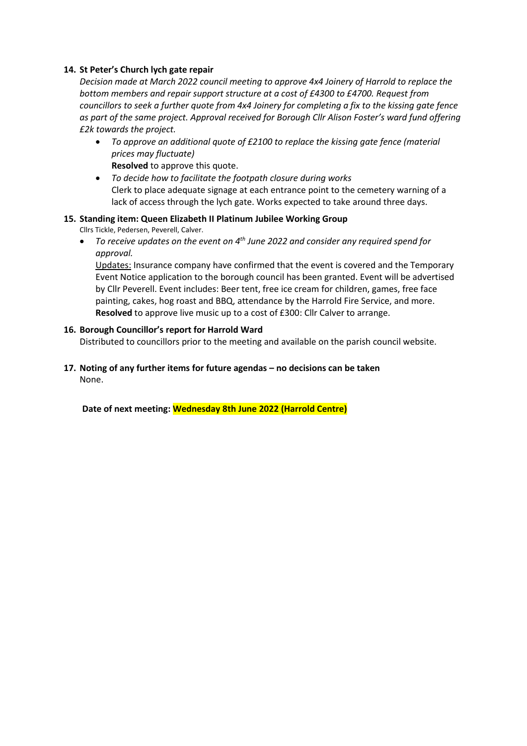**14. St Peter's Church lych gate repair**

*Decision made at March 2022 council meeting to approve 4x4 Joinery of Harrold to replace the bottom members and repair support structure at a cost of £4300 to £4700. Request from councillors to seek a further quote from 4x4 Joinery for completing a fix to the kissing gate fence as part of the same project. Approval received for Borough Cllr Alison Foster's ward fund offering £2k towards the project.*

- *To approve an additional quote of £2100 to replace the kissing gate fence (material prices may fluctuate)*
  **Resolved** to approve this quote.
- *To decide how to facilitate the footpath closure during works*
  Clerk to place adequate signage at each entrance point to the cemetery warning of a lack of access through the lych gate. Works expected to take around three days.

**15. Standing item: Queen Elizabeth II Platinum Jubilee Working Group**

Cllrs Tickle, Pedersen, Peverell, Calver.

- *To receive updates on the event on 4th June 2022 and consider any required spend for approval.*
  Updates: Insurance company have confirmed that the event is covered and the Temporary Event Notice application to the borough council has been granted. Event will be advertised by Cllr Peverell. Event includes: Beer tent, free ice cream for children, games, free face painting, cakes, hog roast and BBQ, attendance by the Harrold Fire Service, and more.
  **Resolved** to approve live music up to a cost of £300: Cllr Calver to arrange.

**16. Borough Councillor's report for Harrold Ward**

Distributed to councillors prior to the meeting and available on the parish council website.

**17. Noting of any further items for future agendas – no decisions can be taken**

None.

**Date of next meeting: Wednesday 8th June 2022 (Harrold Centre)**